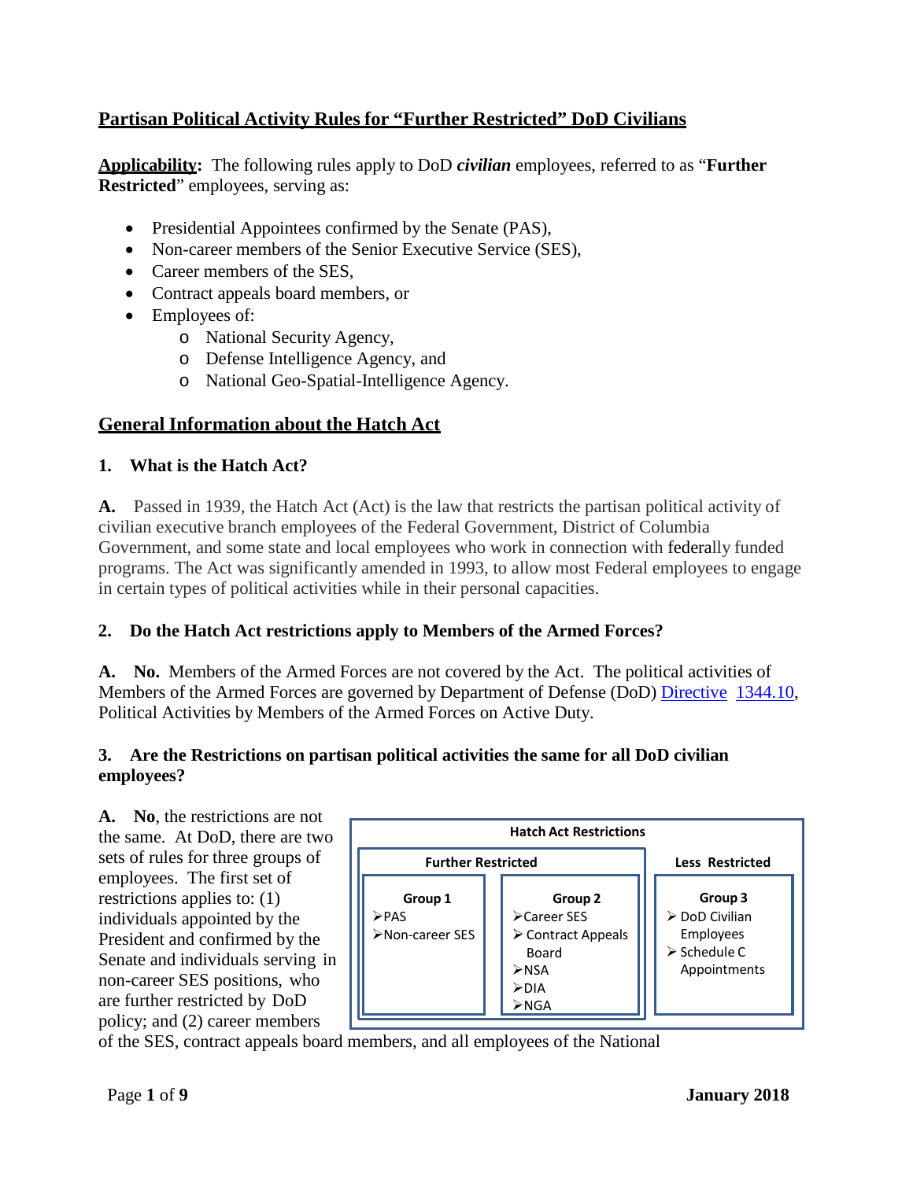## Partisan Political Activity Rules for "Further Restricted" DoD Civilians

**Applicability:** The following rules apply to DoD ***civilian*** employees, referred to as "**Further Restricted**" employees, serving as:

- Presidential Appointees confirmed by the Senate (PAS),
- Non-career members of the Senior Executive Service (SES),
- Career members of the SES,
- Contract appeals board members, or
- Employees of:
  - National Security Agency,
  - Defense Intelligence Agency, and
  - National Geo-Spatial-Intelligence Agency.

## General Information about the Hatch Act

### 1. What is the Hatch Act?

**A.** Passed in 1939, the Hatch Act (Act) is the law that restricts the partisan political activity of civilian executive branch employees of the Federal Government, District of Columbia Government, and some state and local employees who work in connection with federally funded programs. The Act was significantly amended in 1993, to allow most Federal employees to engage in certain types of political activities while in their personal capacities.

### 2. Do the Hatch Act restrictions apply to Members of the Armed Forces?

**A. No.** Members of the Armed Forces are not covered by the Act. The political activities of Members of the Armed Forces are governed by Department of Defense (DoD) Directive 1344.10, Political Activities by Members of the Armed Forces on Active Duty.

### 3. Are the Restrictions on partisan political activities the same for all DoD civilian employees?

**A. No**, the restrictions are not the same. At DoD, there are two sets of rules for three groups of employees. The first set of restrictions applies to: (1) individuals appointed by the President and confirmed by the Senate and individuals serving in non-career SES positions, who are further restricted by DoD policy; and (2) career members of the SES, contract appeals board members, and all employees of the National

| Hatch Act Restrictions | | |
|---|---|---|
| Further Restricted | | Less Restricted |
| Group 1 | Group 2 | Group 3 |
| ➢PAS<br>➢Non-career SES | ➢Career SES<br>➢Contract Appeals Board<br>➢NSA<br>➢DIA<br>➢NGA | ➢DoD Civilian Employees<br>➢Schedule C Appointments |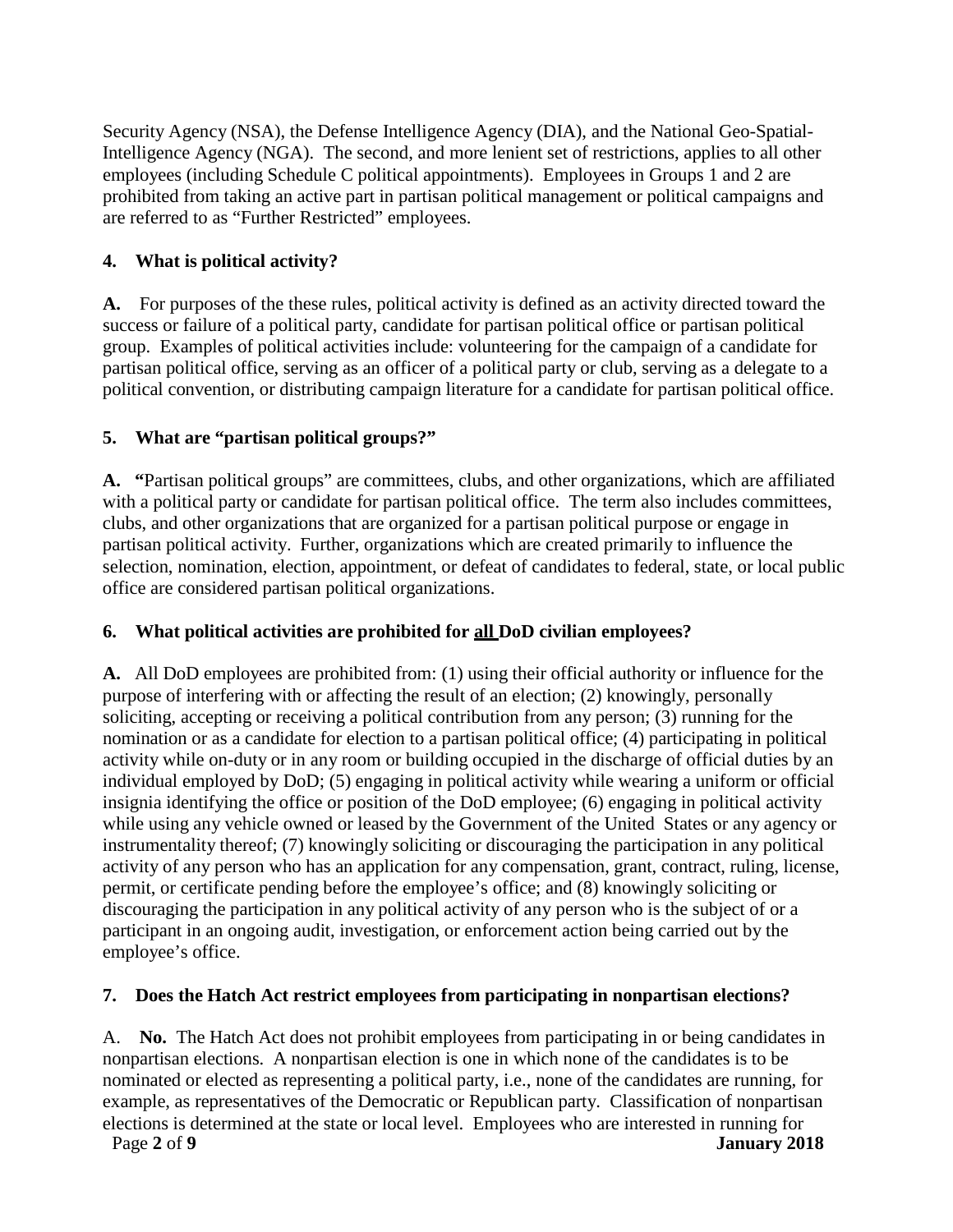Security Agency (NSA), the Defense Intelligence Agency (DIA), and the National Geo-Spatial-Intelligence Agency (NGA). The second, and more lenient set of restrictions, applies to all other employees (including Schedule C political appointments). Employees in Groups 1 and 2 are prohibited from taking an active part in partisan political management or political campaigns and are referred to as "Further Restricted" employees.

**4. What is political activity?**

**A.** For purposes of the these rules, political activity is defined as an activity directed toward the success or failure of a political party, candidate for partisan political office or partisan political group. Examples of political activities include: volunteering for the campaign of a candidate for partisan political office, serving as an officer of a political party or club, serving as a delegate to a political convention, or distributing campaign literature for a candidate for partisan political office.

**5. What are "partisan political groups?"**

**A. "**Partisan political groups" are committees, clubs, and other organizations, which are affiliated with a political party or candidate for partisan political office. The term also includes committees, clubs, and other organizations that are organized for a partisan political purpose or engage in partisan political activity. Further, organizations which are created primarily to influence the selection, nomination, election, appointment, or defeat of candidates to federal, state, or local public office are considered partisan political organizations.

**6. What political activities are prohibited for <u>all</u> DoD civilian employees?**

**A.** All DoD employees are prohibited from: (1) using their official authority or influence for the purpose of interfering with or affecting the result of an election; (2) knowingly, personally soliciting, accepting or receiving a political contribution from any person; (3) running for the nomination or as a candidate for election to a partisan political office; (4) participating in political activity while on-duty or in any room or building occupied in the discharge of official duties by an individual employed by DoD; (5) engaging in political activity while wearing a uniform or official insignia identifying the office or position of the DoD employee; (6) engaging in political activity while using any vehicle owned or leased by the Government of the United States or any agency or instrumentality thereof; (7) knowingly soliciting or discouraging the participation in any political activity of any person who has an application for any compensation, grant, contract, ruling, license, permit, or certificate pending before the employee's office; and (8) knowingly soliciting or discouraging the participation in any political activity of any person who is the subject of or a participant in an ongoing audit, investigation, or enforcement action being carried out by the employee's office.

**7. Does the Hatch Act restrict employees from participating in nonpartisan elections?**

A. **No.** The Hatch Act does not prohibit employees from participating in or being candidates in nonpartisan elections. A nonpartisan election is one in which none of the candidates is to be nominated or elected as representing a political party, i.e., none of the candidates are running, for example, as representatives of the Democratic or Republican party. Classification of nonpartisan elections is determined at the state or local level. Employees who are interested in running for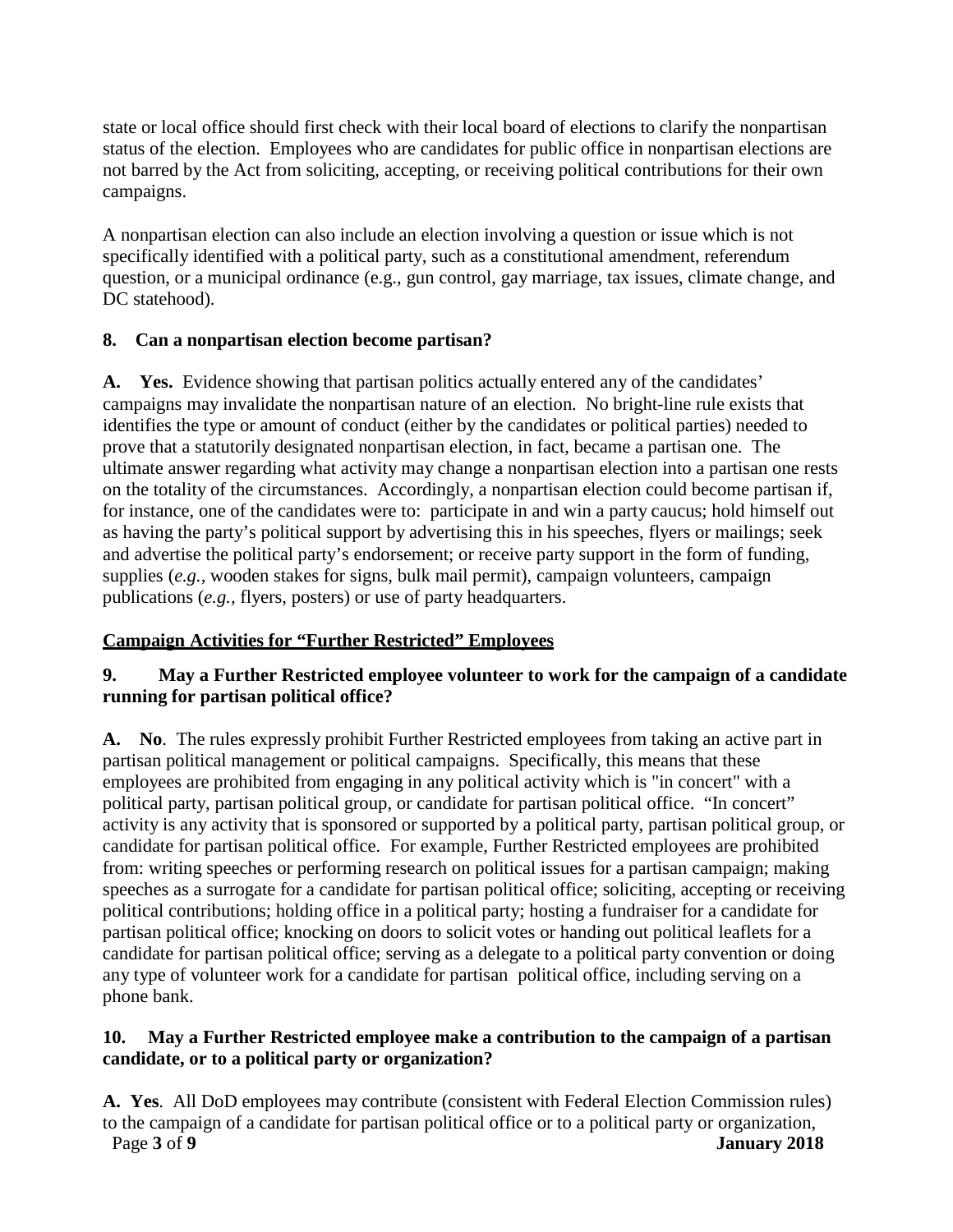state or local office should first check with their local board of elections to clarify the nonpartisan status of the election. Employees who are candidates for public office in nonpartisan elections are not barred by the Act from soliciting, accepting, or receiving political contributions for their own campaigns.

A nonpartisan election can also include an election involving a question or issue which is not specifically identified with a political party, such as a constitutional amendment, referendum question, or a municipal ordinance (e.g., gun control, gay marriage, tax issues, climate change, and DC statehood).

**8. Can a nonpartisan election become partisan?**

**A. Yes.** Evidence showing that partisan politics actually entered any of the candidates' campaigns may invalidate the nonpartisan nature of an election. No bright-line rule exists that identifies the type or amount of conduct (either by the candidates or political parties) needed to prove that a statutorily designated nonpartisan election, in fact, became a partisan one. The ultimate answer regarding what activity may change a nonpartisan election into a partisan one rests on the totality of the circumstances. Accordingly, a nonpartisan election could become partisan if, for instance, one of the candidates were to: participate in and win a party caucus; hold himself out as having the party's political support by advertising this in his speeches, flyers or mailings; seek and advertise the political party's endorsement; or receive party support in the form of funding, supplies (*e.g.,* wooden stakes for signs, bulk mail permit), campaign volunteers, campaign publications (*e.g.,* flyers, posters) or use of party headquarters.

## Campaign Activities for "Further Restricted" Employees

**9. May a Further Restricted employee volunteer to work for the campaign of a candidate running for partisan political office?**

**A. No**. The rules expressly prohibit Further Restricted employees from taking an active part in partisan political management or political campaigns. Specifically, this means that these employees are prohibited from engaging in any political activity which is "in concert" with a political party, partisan political group, or candidate for partisan political office. "In concert" activity is any activity that is sponsored or supported by a political party, partisan political group, or candidate for partisan political office. For example, Further Restricted employees are prohibited from: writing speeches or performing research on political issues for a partisan campaign; making speeches as a surrogate for a candidate for partisan political office; soliciting, accepting or receiving political contributions; holding office in a political party; hosting a fundraiser for a candidate for partisan political office; knocking on doors to solicit votes or handing out political leaflets for a candidate for partisan political office; serving as a delegate to a political party convention or doing any type of volunteer work for a candidate for partisan political office, including serving on a phone bank.

**10. May a Further Restricted employee make a contribution to the campaign of a partisan candidate, or to a political party or organization?**

**A. Yes**. All DoD employees may contribute (consistent with Federal Election Commission rules) to the campaign of a candidate for partisan political office or to a political party or organization,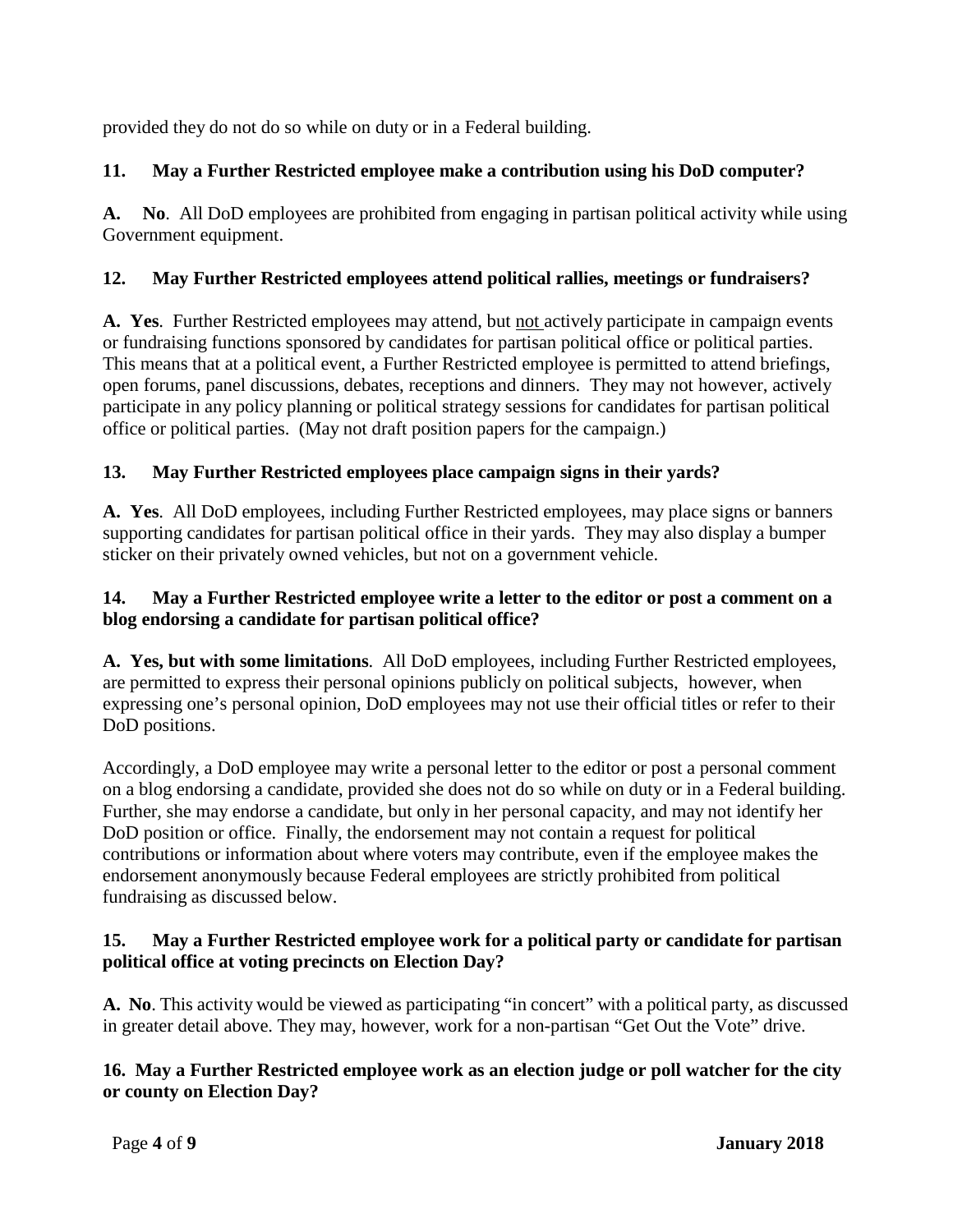provided they do not do so while on duty or in a Federal building.

**11. May a Further Restricted employee make a contribution using his DoD computer?**

**A. No**. All DoD employees are prohibited from engaging in partisan political activity while using Government equipment.

**12. May Further Restricted employees attend political rallies, meetings or fundraisers?**

**A. Yes**. Further Restricted employees may attend, but <u>not</u> actively participate in campaign events or fundraising functions sponsored by candidates for partisan political office or political parties. This means that at a political event, a Further Restricted employee is permitted to attend briefings, open forums, panel discussions, debates, receptions and dinners. They may not however, actively participate in any policy planning or political strategy sessions for candidates for partisan political office or political parties. (May not draft position papers for the campaign.)

**13. May Further Restricted employees place campaign signs in their yards?**

**A. Yes**. All DoD employees, including Further Restricted employees, may place signs or banners supporting candidates for partisan political office in their yards. They may also display a bumper sticker on their privately owned vehicles, but not on a government vehicle.

**14. May a Further Restricted employee write a letter to the editor or post a comment on a blog endorsing a candidate for partisan political office?**

**A. Yes, but with some limitations**. All DoD employees, including Further Restricted employees, are permitted to express their personal opinions publicly on political subjects, however, when expressing one's personal opinion, DoD employees may not use their official titles or refer to their DoD positions.

Accordingly, a DoD employee may write a personal letter to the editor or post a personal comment on a blog endorsing a candidate, provided she does not do so while on duty or in a Federal building. Further, she may endorse a candidate, but only in her personal capacity, and may not identify her DoD position or office. Finally, the endorsement may not contain a request for political contributions or information about where voters may contribute, even if the employee makes the endorsement anonymously because Federal employees are strictly prohibited from political fundraising as discussed below.

**15. May a Further Restricted employee work for a political party or candidate for partisan political office at voting precincts on Election Day?**

**A. No**. This activity would be viewed as participating "in concert" with a political party, as discussed in greater detail above. They may, however, work for a non-partisan "Get Out the Vote" drive.

**16. May a Further Restricted employee work as an election judge or poll watcher for the city or county on Election Day?**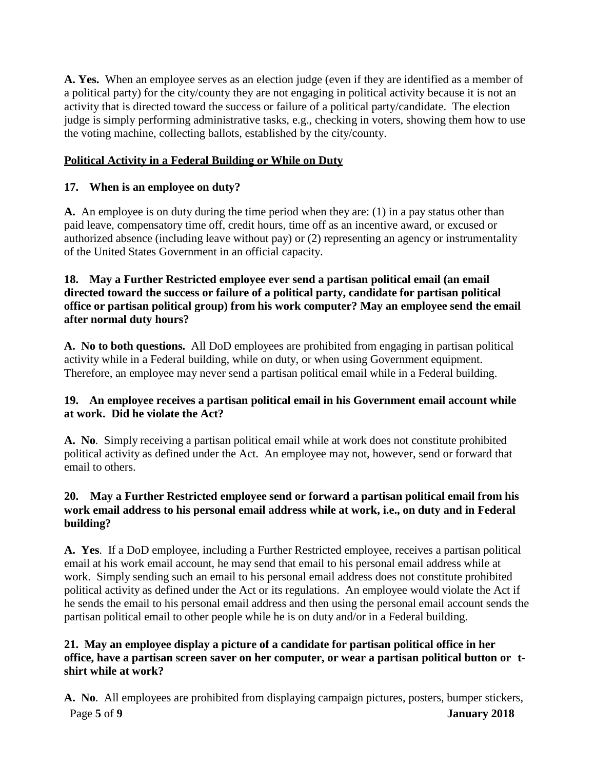**A. Yes.** When an employee serves as an election judge (even if they are identified as a member of a political party) for the city/county they are not engaging in political activity because it is not an activity that is directed toward the success or failure of a political party/candidate. The election judge is simply performing administrative tasks, e.g., checking in voters, showing them how to use the voting machine, collecting ballots, established by the city/county.

## Political Activity in a Federal Building or While on Duty

**17. When is an employee on duty?**

**A.** An employee is on duty during the time period when they are: (1) in a pay status other than paid leave, compensatory time off, credit hours, time off as an incentive award, or excused or authorized absence (including leave without pay) or (2) representing an agency or instrumentality of the United States Government in an official capacity.

**18. May a Further Restricted employee ever send a partisan political email (an email directed toward the success or failure of a political party, candidate for partisan political office or partisan political group) from his work computer? May an employee send the email after normal duty hours?**

**A. No to both questions.** All DoD employees are prohibited from engaging in partisan political activity while in a Federal building, while on duty, or when using Government equipment. Therefore, an employee may never send a partisan political email while in a Federal building.

**19. An employee receives a partisan political email in his Government email account while at work. Did he violate the Act?**

**A. No**. Simply receiving a partisan political email while at work does not constitute prohibited political activity as defined under the Act. An employee may not, however, send or forward that email to others.

**20. May a Further Restricted employee send or forward a partisan political email from his work email address to his personal email address while at work, i.e., on duty and in Federal building?**

**A. Yes**. If a DoD employee, including a Further Restricted employee, receives a partisan political email at his work email account, he may send that email to his personal email address while at work. Simply sending such an email to his personal email address does not constitute prohibited political activity as defined under the Act or its regulations. An employee would violate the Act if he sends the email to his personal email address and then using the personal email account sends the partisan political email to other people while he is on duty and/or in a Federal building.

**21. May an employee display a picture of a candidate for partisan political office in her office, have a partisan screen saver on her computer, or wear a partisan political button or t-shirt while at work?**

**A. No**. All employees are prohibited from displaying campaign pictures, posters, bumper stickers,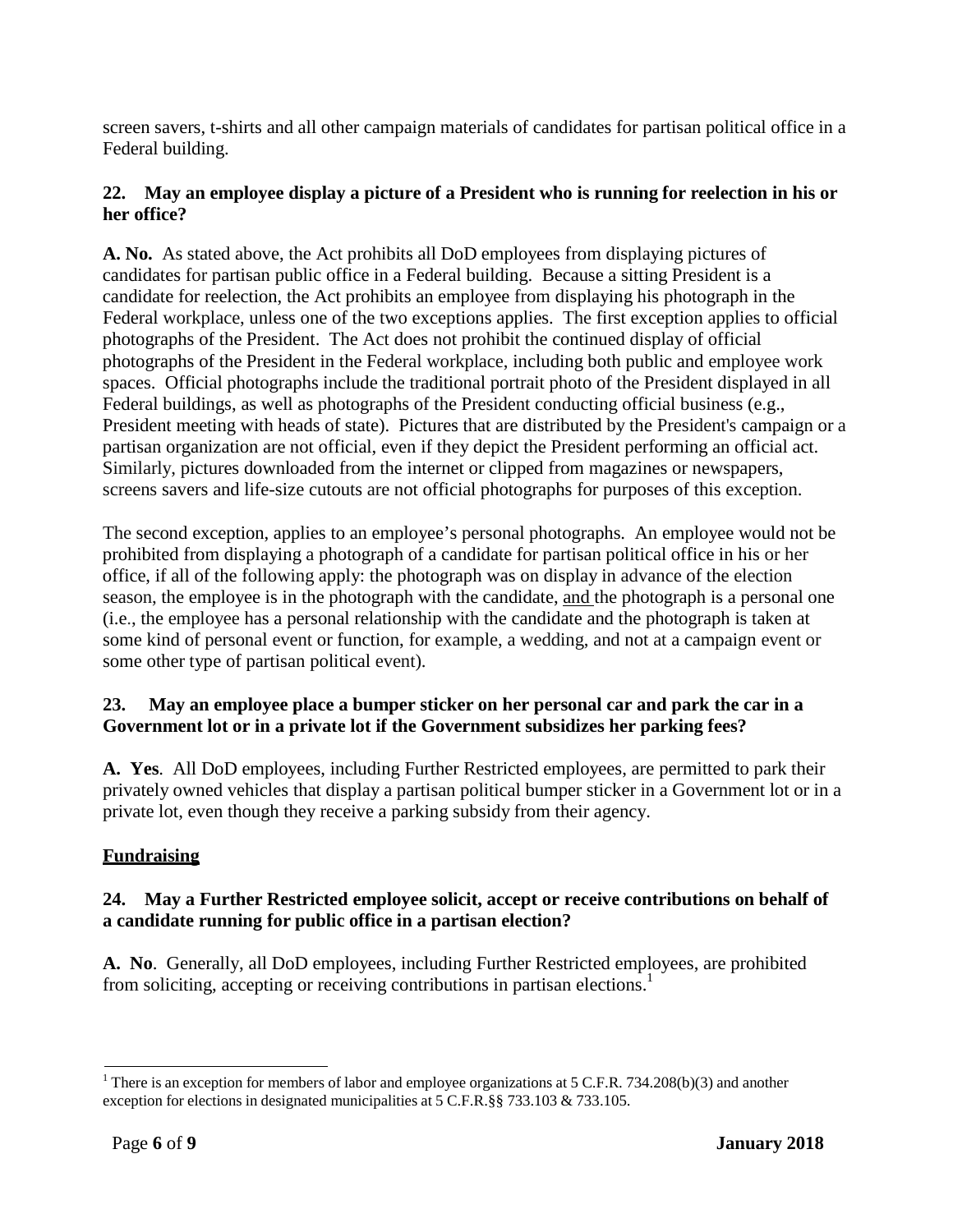screen savers, t-shirts and all other campaign materials of candidates for partisan political office in a Federal building.

**22. May an employee display a picture of a President who is running for reelection in his or her office?**

**A. No.** As stated above, the Act prohibits all DoD employees from displaying pictures of candidates for partisan public office in a Federal building. Because a sitting President is a candidate for reelection, the Act prohibits an employee from displaying his photograph in the Federal workplace, unless one of the two exceptions applies. The first exception applies to official photographs of the President. The Act does not prohibit the continued display of official photographs of the President in the Federal workplace, including both public and employee work spaces. Official photographs include the traditional portrait photo of the President displayed in all Federal buildings, as well as photographs of the President conducting official business (e.g., President meeting with heads of state). Pictures that are distributed by the President's campaign or a partisan organization are not official, even if they depict the President performing an official act. Similarly, pictures downloaded from the internet or clipped from magazines or newspapers, screens savers and life-size cutouts are not official photographs for purposes of this exception.

The second exception, applies to an employee's personal photographs. An employee would not be prohibited from displaying a photograph of a candidate for partisan political office in his or her office, if all of the following apply: the photograph was on display in advance of the election season, the employee is in the photograph with the candidate, <u>and</u> the photograph is a personal one (i.e., the employee has a personal relationship with the candidate and the photograph is taken at some kind of personal event or function, for example, a wedding, and not at a campaign event or some other type of partisan political event).

**23. May an employee place a bumper sticker on her personal car and park the car in a Government lot or in a private lot if the Government subsidizes her parking fees?**

**A. Yes**. All DoD employees, including Further Restricted employees, are permitted to park their privately owned vehicles that display a partisan political bumper sticker in a Government lot or in a private lot, even though they receive a parking subsidy from their agency.

**<u>Fundraising</u>**

**24. May a Further Restricted employee solicit, accept or receive contributions on behalf of a candidate running for public office in a partisan election?**

**A. No**. Generally, all DoD employees, including Further Restricted employees, are prohibited from soliciting, accepting or receiving contributions in partisan elections.[1]

[1] There is an exception for members of labor and employee organizations at 5 C.F.R. 734.208(b)(3) and another exception for elections in designated municipalities at 5 C.F.R.§§ 733.103 & 733.105.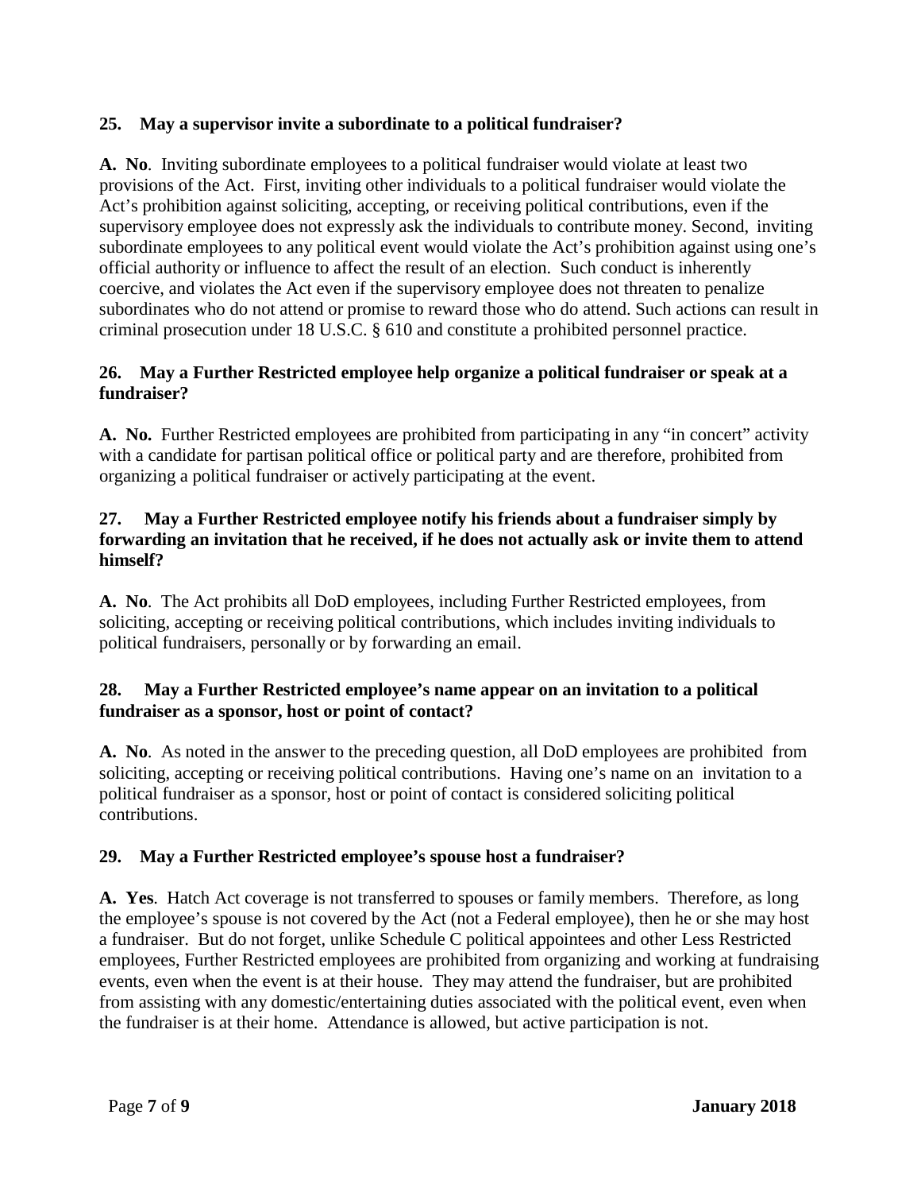**25. May a supervisor invite a subordinate to a political fundraiser?**

**A. No**. Inviting subordinate employees to a political fundraiser would violate at least two provisions of the Act. First, inviting other individuals to a political fundraiser would violate the Act's prohibition against soliciting, accepting, or receiving political contributions, even if the supervisory employee does not expressly ask the individuals to contribute money. Second, inviting subordinate employees to any political event would violate the Act's prohibition against using one's official authority or influence to affect the result of an election. Such conduct is inherently coercive, and violates the Act even if the supervisory employee does not threaten to penalize subordinates who do not attend or promise to reward those who do attend. Such actions can result in criminal prosecution under 18 U.S.C. § 610 and constitute a prohibited personnel practice.

**26. May a Further Restricted employee help organize a political fundraiser or speak at a fundraiser?**

**A. No.** Further Restricted employees are prohibited from participating in any "in concert" activity with a candidate for partisan political office or political party and are therefore, prohibited from organizing a political fundraiser or actively participating at the event.

**27. May a Further Restricted employee notify his friends about a fundraiser simply by forwarding an invitation that he received, if he does not actually ask or invite them to attend himself?**

**A. No**. The Act prohibits all DoD employees, including Further Restricted employees, from soliciting, accepting or receiving political contributions, which includes inviting individuals to political fundraisers, personally or by forwarding an email.

**28. May a Further Restricted employee's name appear on an invitation to a political fundraiser as a sponsor, host or point of contact?**

**A. No**. As noted in the answer to the preceding question, all DoD employees are prohibited from soliciting, accepting or receiving political contributions. Having one's name on an invitation to a political fundraiser as a sponsor, host or point of contact is considered soliciting political contributions.

**29. May a Further Restricted employee's spouse host a fundraiser?**

**A. Yes**. Hatch Act coverage is not transferred to spouses or family members. Therefore, as long the employee's spouse is not covered by the Act (not a Federal employee), then he or she may host a fundraiser. But do not forget, unlike Schedule C political appointees and other Less Restricted employees, Further Restricted employees are prohibited from organizing and working at fundraising events, even when the event is at their house. They may attend the fundraiser, but are prohibited from assisting with any domestic/entertaining duties associated with the political event, even when the fundraiser is at their home. Attendance is allowed, but active participation is not.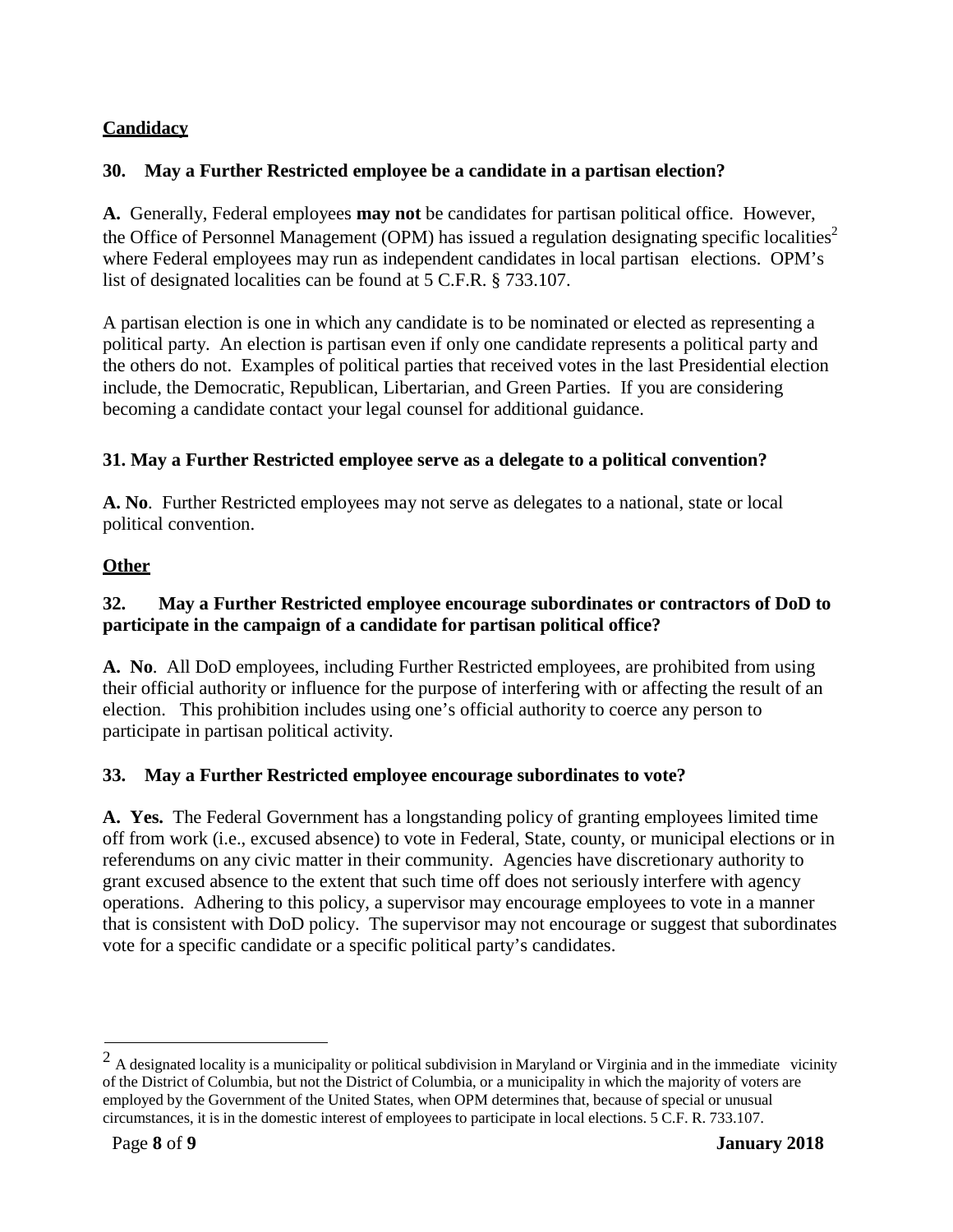**Candidacy**

**30. May a Further Restricted employee be a candidate in a partisan election?**

**A.** Generally, Federal employees **may not** be candidates for partisan political office. However, the Office of Personnel Management (OPM) has issued a regulation designating specific localities[2] where Federal employees may run as independent candidates in local partisan elections. OPM's list of designated localities can be found at 5 C.F.R. § 733.107.

A partisan election is one in which any candidate is to be nominated or elected as representing a political party. An election is partisan even if only one candidate represents a political party and the others do not. Examples of political parties that received votes in the last Presidential election include, the Democratic, Republican, Libertarian, and Green Parties. If you are considering becoming a candidate contact your legal counsel for additional guidance.

**31. May a Further Restricted employee serve as a delegate to a political convention?**

**A. No**. Further Restricted employees may not serve as delegates to a national, state or local political convention.

**Other**

**32. May a Further Restricted employee encourage subordinates or contractors of DoD to participate in the campaign of a candidate for partisan political office?**

**A. No**. All DoD employees, including Further Restricted employees, are prohibited from using their official authority or influence for the purpose of interfering with or affecting the result of an election. This prohibition includes using one's official authority to coerce any person to participate in partisan political activity.

**33. May a Further Restricted employee encourage subordinates to vote?**

**A. Yes.** The Federal Government has a longstanding policy of granting employees limited time off from work (i.e., excused absence) to vote in Federal, State, county, or municipal elections or in referendums on any civic matter in their community. Agencies have discretionary authority to grant excused absence to the extent that such time off does not seriously interfere with agency operations. Adhering to this policy, a supervisor may encourage employees to vote in a manner that is consistent with DoD policy. The supervisor may not encourage or suggest that subordinates vote for a specific candidate or a specific political party's candidates.

---

[2] A designated locality is a municipality or political subdivision in Maryland or Virginia and in the immediate vicinity of the District of Columbia, but not the District of Columbia, or a municipality in which the majority of voters are employed by the Government of the United States, when OPM determines that, because of special or unusual circumstances, it is in the domestic interest of employees to participate in local elections. 5 C.F. R. 733.107.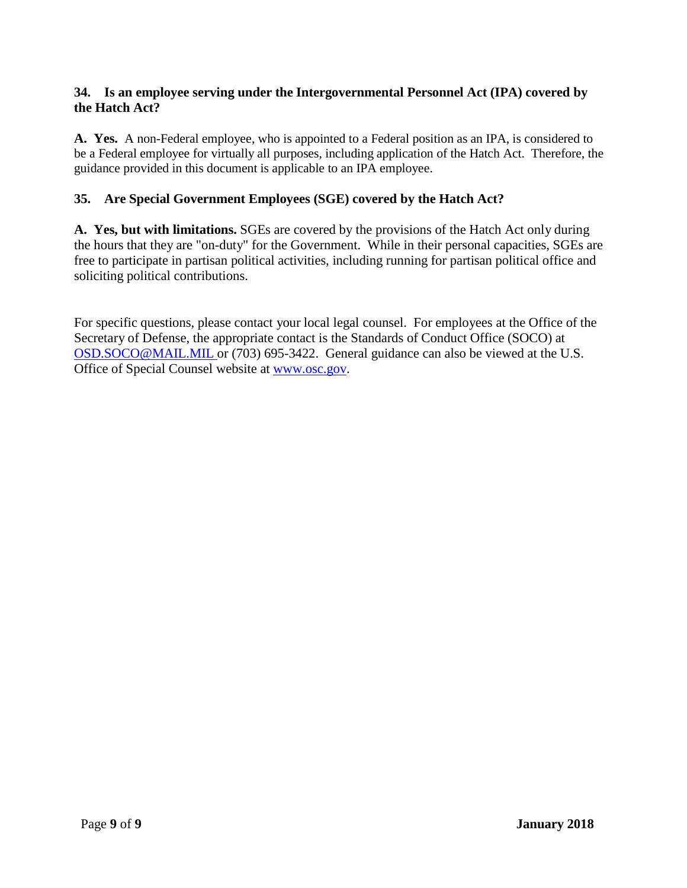**34. Is an employee serving under the Intergovernmental Personnel Act (IPA) covered by the Hatch Act?**

**A. Yes.** A non-Federal employee, who is appointed to a Federal position as an IPA, is considered to be a Federal employee for virtually all purposes, including application of the Hatch Act. Therefore, the guidance provided in this document is applicable to an IPA employee.

**35. Are Special Government Employees (SGE) covered by the Hatch Act?**

**A. Yes, but with limitations.** SGEs are covered by the provisions of the Hatch Act only during the hours that they are "on-duty" for the Government. While in their personal capacities, SGEs are free to participate in partisan political activities, including running for partisan political office and soliciting political contributions.

For specific questions, please contact your local legal counsel. For employees at the Office of the Secretary of Defense, the appropriate contact is the Standards of Conduct Office (SOCO) at OSD.SOCO@MAIL.MIL or (703) 695-3422. General guidance can also be viewed at the U.S. Office of Special Counsel website at www.osc.gov.